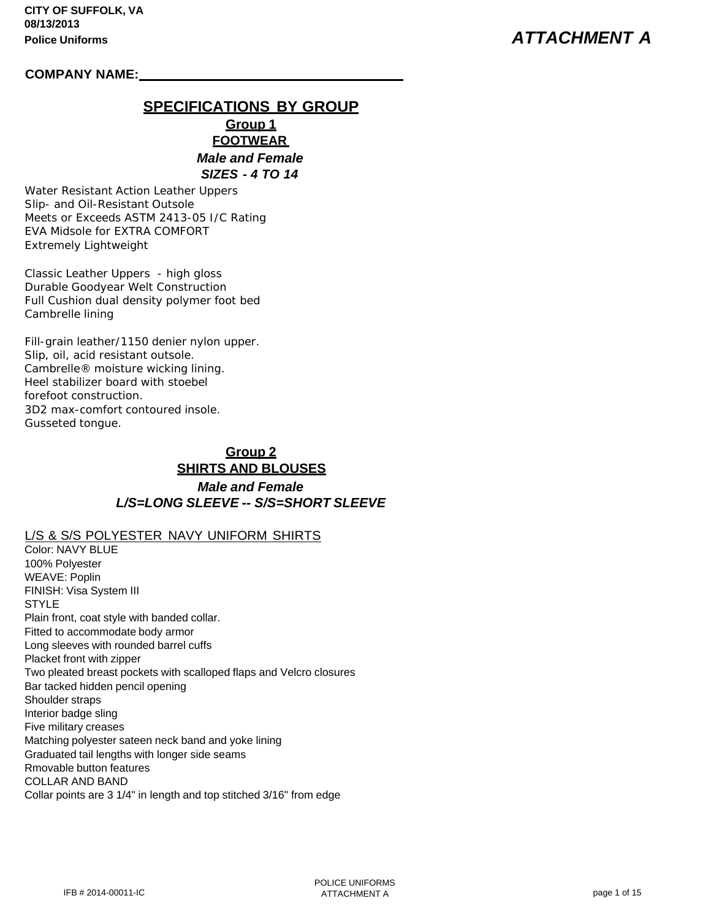**CITY OF SUFFOLK, VA**
**08/13/2013**
**Police Uniforms**

# *ATTACHMENT A*

**COMPANY NAME:** ____________________

## SPECIFICATIONS BY GROUP

### Group 1
### FOOTWEAR
***Male and Female***
***SIZES - 4 TO 14***

Water Resistant Action Leather Uppers
Slip- and Oil-Resistant Outsole
Meets or Exceeds ASTM 2413-05 I/C Rating
EVA Midsole for EXTRA COMFORT
Extremely Lightweight

Classic Leather Uppers - high gloss
Durable Goodyear Welt Construction
Full Cushion dual density polymer foot bed
Cambrelle lining

Fill-grain leather/1150 denier nylon upper.
Slip, oil, acid resistant outsole.
Cambrelle® moisture wicking lining.
Heel stabilizer board with stoebel
forefoot construction.
3D2 max-comfort contoured insole.
Gusseted tongue.

### Group 2
### SHIRTS AND BLOUSES
***Male and Female***
***L/S=LONG SLEEVE -- S/S=SHORT SLEEVE***

L/S & S/S POLYESTER NAVY UNIFORM SHIRTS

Color: NAVY BLUE
100% Polyester
WEAVE: Poplin
FINISH: Visa System III
STYLE
Plain front, coat style with banded collar.
Fitted to accommodate body armor
Long sleeves with rounded barrel cuffs
Placket front with zipper
Two pleated breast pockets with scalloped flaps and Velcro closures
Bar tacked hidden pencil opening
Shoulder straps
Interior badge sling
Five military creases
Matching polyester sateen neck band and yoke lining
Graduated tail lengths with longer side seams
Rmovable button features
COLLAR AND BAND
Collar points are 3 1/4" in length and top stitched 3/16" from edge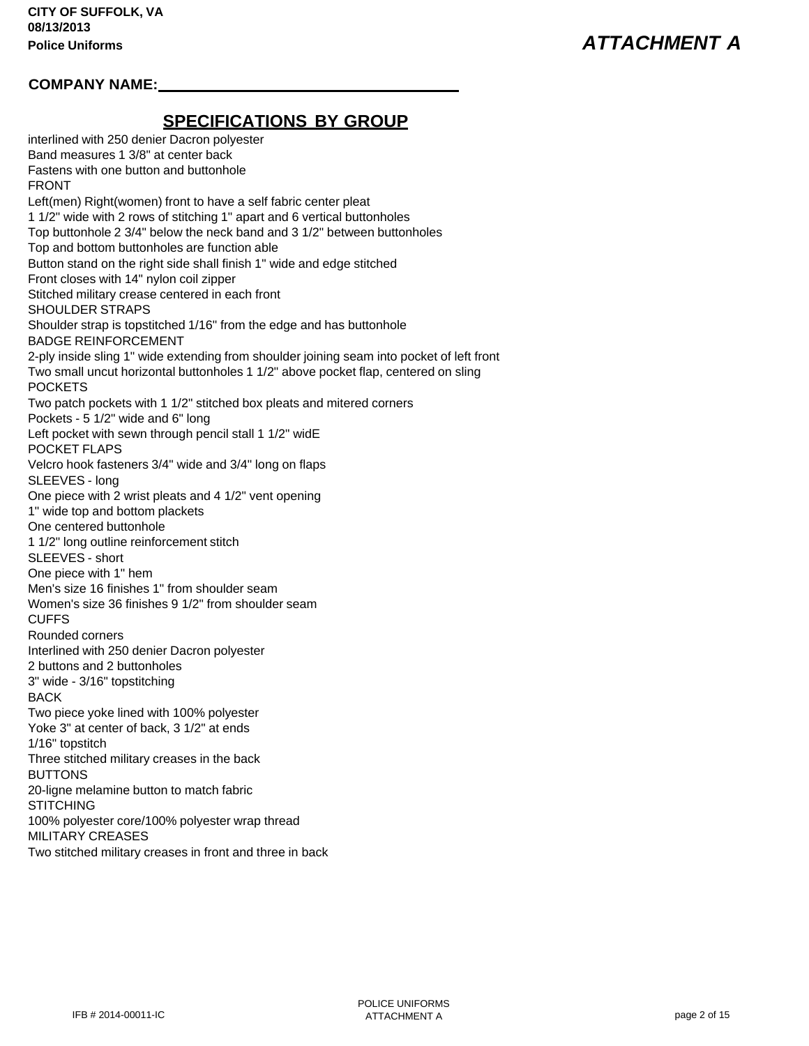CITY OF SUFFOLK, VA
08/13/2013
Police Uniforms

***ATTACHMENT A***

**COMPANY NAME:**\_\_\_\_\_\_\_\_\_\_\_\_\_\_\_\_\_\_\_\_\_\_\_\_\_\_\_\_\_\_\_\_

## SPECIFICATIONS BY GROUP

interlined with 250 denier Dacron polyester
Band measures 1 3/8" at center back
Fastens with one button and buttonhole
FRONT
Left(men) Right(women) front to have a self fabric center pleat
1 1/2" wide with 2 rows of stitching 1" apart and 6 vertical buttonholes
Top buttonhole 2 3/4" below the neck band and 3 1/2" between buttonholes
Top and bottom buttonholes are function able
Button stand on the right side shall finish 1" wide and edge stitched
Front closes with 14" nylon coil zipper
Stitched military crease centered in each front
SHOULDER STRAPS
Shoulder strap is topstitched 1/16" from the edge and has buttonhole
BADGE REINFORCEMENT
2-ply inside sling 1" wide extending from shoulder joining seam into pocket of left front
Two small uncut horizontal buttonholes 1 1/2" above pocket flap, centered on sling
POCKETS
Two patch pockets with 1 1/2" stitched box pleats and mitered corners
Pockets - 5 1/2" wide and 6" long
Left pocket with sewn through pencil stall 1 1/2" widE
POCKET FLAPS
Velcro hook fasteners 3/4" wide and 3/4" long on flaps
SLEEVES - long
One piece with 2 wrist pleats and 4 1/2" vent opening
1" wide top and bottom plackets
One centered buttonhole
1 1/2" long outline reinforcement stitch
SLEEVES - short
One piece with 1" hem
Men's size 16 finishes 1" from shoulder seam
Women's size 36 finishes 9 1/2" from shoulder seam
CUFFS
Rounded corners
Interlined with 250 denier Dacron polyester
2 buttons and 2 buttonholes
3" wide - 3/16" topstitching
BACK
Two piece yoke lined with 100% polyester
Yoke 3" at center of back, 3 1/2" at ends
1/16" topstitch
Three stitched military creases in the back
BUTTONS
20-ligne melamine button to match fabric
STITCHING
100% polyester core/100% polyester wrap thread
MILITARY CREASES
Two stitched military creases in front and three in back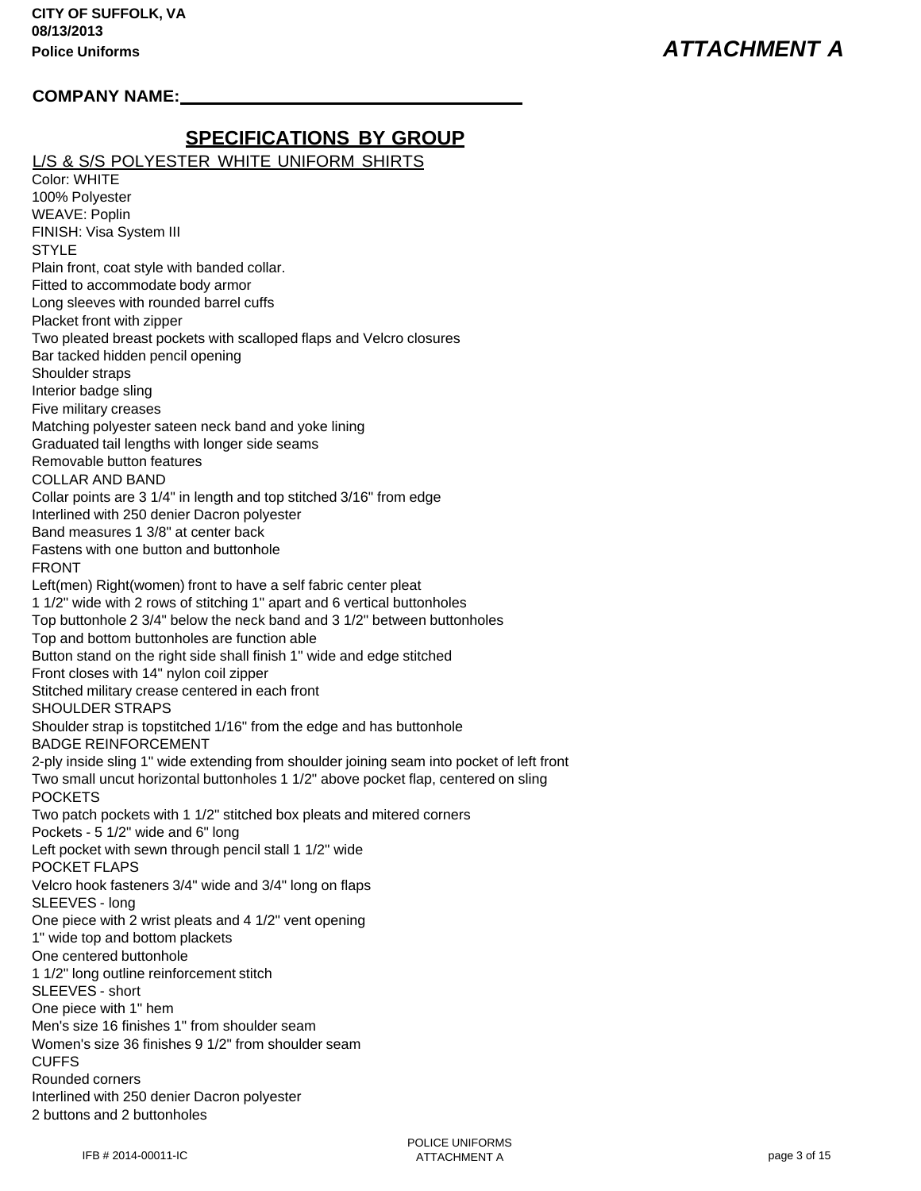**CITY OF SUFFOLK, VA**
**08/13/2013**
**Police Uniforms**

***ATTACHMENT A***

**COMPANY NAME:**\_\_\_\_\_\_\_\_\_\_\_\_\_\_\_\_\_\_\_\_\_\_\_\_\_\_\_\_\_\_\_\_\_\_

## SPECIFICATIONS BY GROUP

L/S & S/S POLYESTER WHITE UNIFORM SHIRTS

Color: WHITE
100% Polyester
WEAVE: Poplin
FINISH: Visa System III
STYLE
Plain front, coat style with banded collar.
Fitted to accommodate body armor
Long sleeves with rounded barrel cuffs
Placket front with zipper
Two pleated breast pockets with scalloped flaps and Velcro closures
Bar tacked hidden pencil opening
Shoulder straps
Interior badge sling
Five military creases
Matching polyester sateen neck band and yoke lining
Graduated tail lengths with longer side seams
Removable button features
COLLAR AND BAND
Collar points are 3 1/4" in length and top stitched 3/16" from edge
Interlined with 250 denier Dacron polyester
Band measures 1 3/8" at center back
Fastens with one button and buttonhole
FRONT
Left(men) Right(women) front to have a self fabric center pleat
1 1/2" wide with 2 rows of stitching 1" apart and 6 vertical buttonholes
Top buttonhole 2 3/4" below the neck band and 3 1/2" between buttonholes
Top and bottom buttonholes are function able
Button stand on the right side shall finish 1" wide and edge stitched
Front closes with 14" nylon coil zipper
Stitched military crease centered in each front
SHOULDER STRAPS
Shoulder strap is topstitched 1/16" from the edge and has buttonhole
BADGE REINFORCEMENT
2-ply inside sling 1" wide extending from shoulder joining seam into pocket of left front
Two small uncut horizontal buttonholes 1 1/2" above pocket flap, centered on sling
POCKETS
Two patch pockets with 1 1/2" stitched box pleats and mitered corners
Pockets - 5 1/2" wide and 6" long
Left pocket with sewn through pencil stall 1 1/2" wide
POCKET FLAPS
Velcro hook fasteners 3/4" wide and 3/4" long on flaps
SLEEVES - long
One piece with 2 wrist pleats and 4 1/2" vent opening
1" wide top and bottom plackets
One centered buttonhole
1 1/2" long outline reinforcement stitch
SLEEVES - short
One piece with 1" hem
Men's size 16 finishes 1" from shoulder seam
Women's size 36 finishes 9 1/2" from shoulder seam
CUFFS
Rounded corners
Interlined with 250 denier Dacron polyester
2 buttons and 2 buttonholes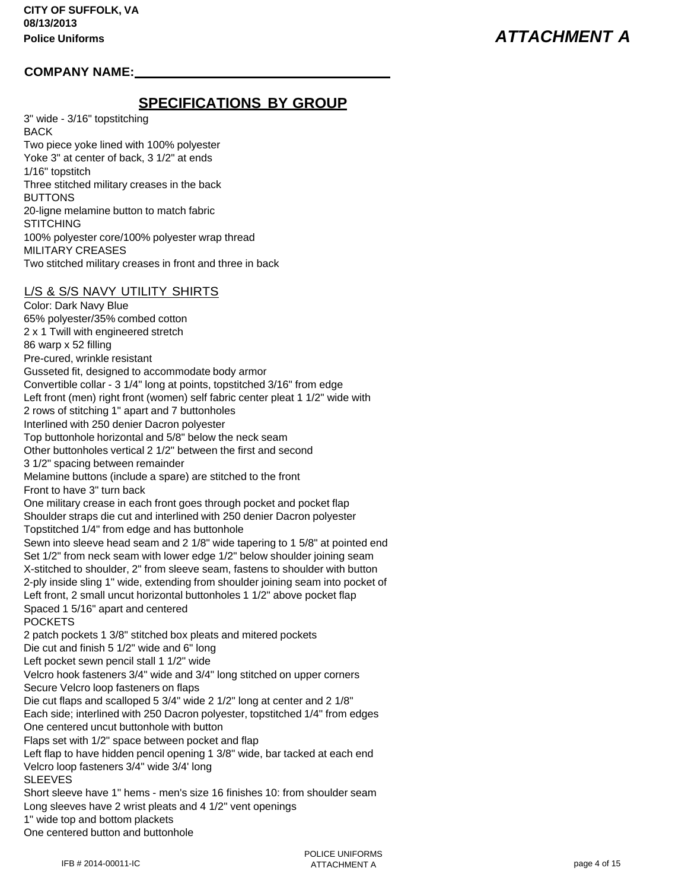CITY OF SUFFOLK, VA
08/13/2013
Police Uniforms

# ATTACHMENT A

**COMPANY NAME:**\_\_\_\_\_\_\_\_\_\_\_\_\_\_\_\_\_\_\_\_\_\_\_\_\_\_\_\_\_\_\_\_\_\_

## SPECIFICATIONS BY GROUP

3" wide - 3/16" topstitching
BACK
Two piece yoke lined with 100% polyester
Yoke 3" at center of back, 3 1/2" at ends
1/16" topstitch
Three stitched military creases in the back
BUTTONS
20-ligne melamine button to match fabric
STITCHING
100% polyester core/100% polyester wrap thread
MILITARY CREASES
Two stitched military creases in front and three in back

### L/S & S/S NAVY UTILITY SHIRTS

Color: Dark Navy Blue
65% polyester/35% combed cotton
2 x 1 Twill with engineered stretch
86 warp x 52 filling
Pre-cured, wrinkle resistant
Gusseted fit, designed to accommodate body armor
Convertible collar - 3 1/4" long at points, topstitched 3/16" from edge
Left front (men) right front (women) self fabric center pleat 1 1/2" wide with
2 rows of stitching 1" apart and 7 buttonholes
Interlined with 250 denier Dacron polyester
Top buttonhole horizontal and 5/8" below the neck seam
Other buttonholes vertical 2 1/2" between the first and second
3 1/2" spacing between remainder
Melamine buttons (include a spare) are stitched to the front
Front to have 3" turn back
One military crease in each front goes through pocket and pocket flap
Shoulder straps die cut and interlined with 250 denier Dacron polyester
Topstitched 1/4" from edge and has buttonhole
Sewn into sleeve head seam and 2 1/8" wide tapering to 1 5/8" at pointed end
Set 1/2" from neck seam with lower edge 1/2" below shoulder joining seam
X-stitched to shoulder, 2" from sleeve seam, fastens to shoulder with button
2-ply inside sling 1" wide, extending from shoulder joining seam into pocket of
Left front, 2 small uncut horizontal buttonholes 1 1/2" above pocket flap
Spaced 1 5/16" apart and centered
POCKETS
2 patch pockets 1 3/8" stitched box pleats and mitered pockets
Die cut and finish 5 1/2" wide and 6" long
Left pocket sewn pencil stall 1 1/2" wide
Velcro hook fasteners 3/4" wide and 3/4" long stitched on upper corners
Secure Velcro loop fasteners on flaps
Die cut flaps and scalloped 5 3/4" wide 2 1/2" long at center and 2 1/8"
Each side; interlined with 250 Dacron polyester, topstitched 1/4" from edges
One centered uncut buttonhole with button
Flaps set with 1/2" space between pocket and flap
Left flap to have hidden pencil opening 1 3/8" wide, bar tacked at each end
Velcro loop fasteners 3/4" wide 3/4' long
SLEEVES
Short sleeve have 1" hems - men's size 16 finishes 10: from shoulder seam
Long sleeves have 2 wrist pleats and 4 1/2" vent openings
1" wide top and bottom plackets
One centered button and buttonhole

IFB # 2014-00011-IC
POLICE UNIFORMS
ATTACHMENT A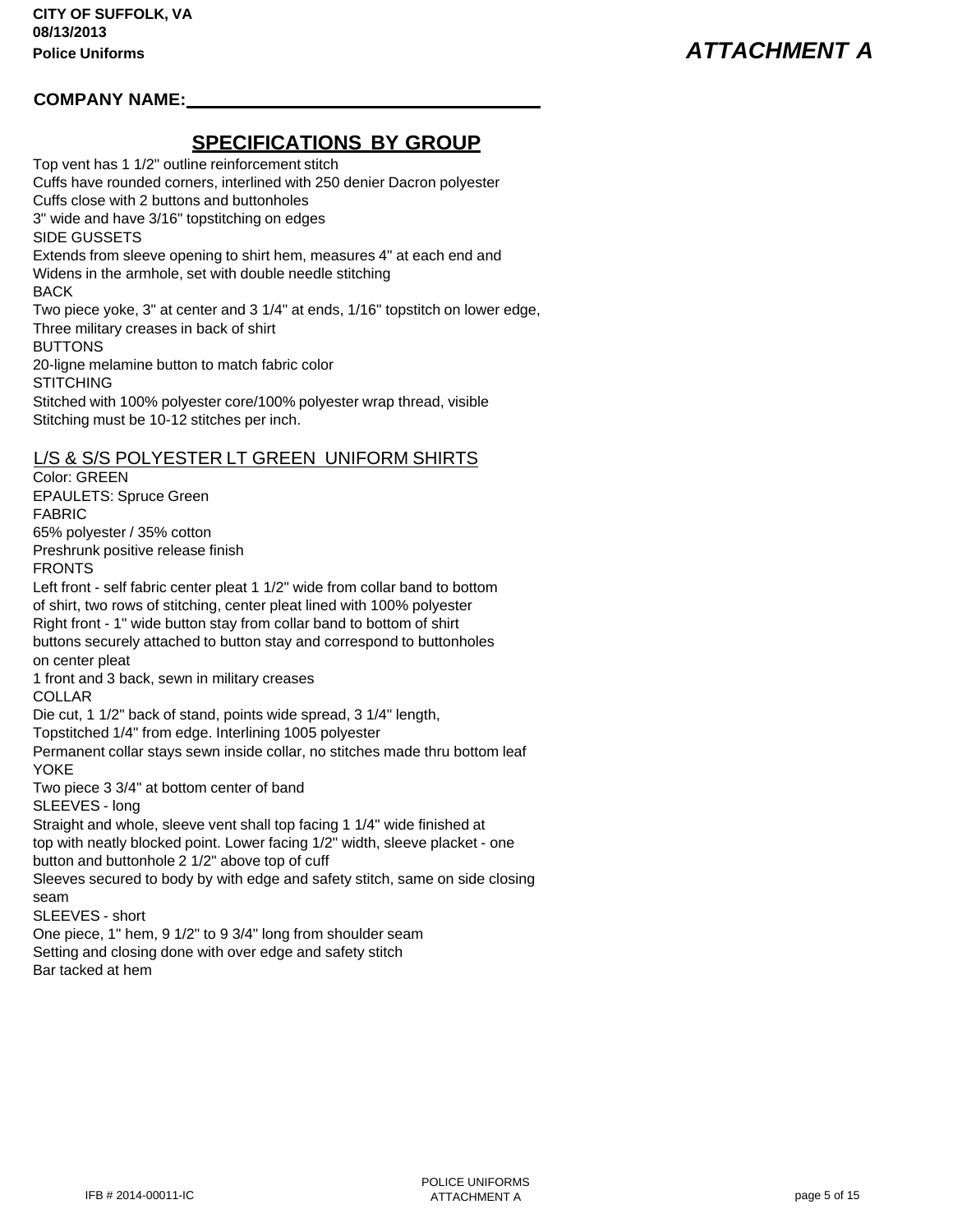CITY OF SUFFOLK, VA
08/13/2013
Police Uniforms

# ATTACHMENT A

**COMPANY NAME:** ____________________

## SPECIFICATIONS BY GROUP

Top vent has 1 1/2" outline reinforcement stitch
Cuffs have rounded corners, interlined with 250 denier Dacron polyester
Cuffs close with 2 buttons and buttonholes
3" wide and have 3/16" topstitching on edges
SIDE GUSSETS
Extends from sleeve opening to shirt hem, measures 4" at each end and
Widens in the armhole, set with double needle stitching
BACK
Two piece yoke, 3" at center and 3 1/4" at ends, 1/16" topstitch on lower edge,
Three military creases in back of shirt
BUTTONS
20-ligne melamine button to match fabric color
STITCHING
Stitched with 100% polyester core/100% polyester wrap thread, visible
Stitching must be 10-12 stitches per inch.

L/S & S/S POLYESTER LT GREEN UNIFORM SHIRTS
Color: GREEN
EPAULETS: Spruce Green
FABRIC
65% polyester / 35% cotton
Preshrunk positive release finish
FRONTS
Left front - self fabric center pleat 1 1/2" wide from collar band to bottom
of shirt, two rows of stitching, center pleat lined with 100% polyester
Right front - 1" wide button stay from collar band to bottom of shirt
buttons securely attached to button stay and correspond to buttonholes
on center pleat
1 front and 3 back, sewn in military creases
COLLAR
Die cut, 1 1/2" back of stand, points wide spread, 3 1/4" length,
Topstitched 1/4" from edge. Interlining 1005 polyester
Permanent collar stays sewn inside collar, no stitches made thru bottom leaf
YOKE
Two piece 3 3/4" at bottom center of band
SLEEVES - long
Straight and whole, sleeve vent shall top facing 1 1/4" wide finished at
top with neatly blocked point. Lower facing 1/2" width, sleeve placket - one
button and buttonhole 2 1/2" above top of cuff
Sleeves secured to body by with edge and safety stitch, same on side closing
seam
SLEEVES - short
One piece, 1" hem, 9 1/2" to 9 3/4" long from shoulder seam
Setting and closing done with over edge and safety stitch
Bar tacked at hem

IFB # 2014-00011-IC
POLICE UNIFORMS
ATTACHMENT A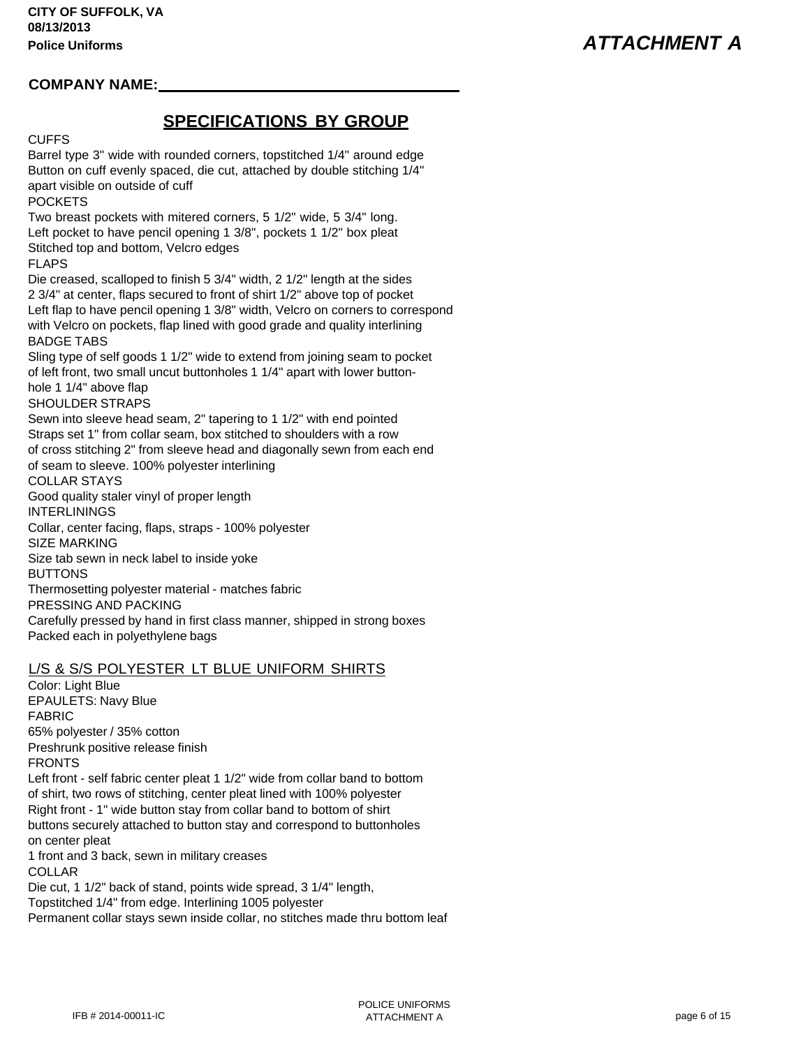**CITY OF SUFFOLK, VA**
**08/13/2013**
**Police Uniforms**

***ATTACHMENT A***

**COMPANY NAME:**\_\_\_\_\_\_\_\_\_\_\_\_\_\_\_\_\_\_\_\_\_\_\_\_\_\_\_\_\_\_\_\_\_\_

## SPECIFICATIONS BY GROUP

CUFFS
Barrel type 3" wide with rounded corners, topstitched 1/4" around edge
Button on cuff evenly spaced, die cut, attached by double stitching 1/4"
apart visible on outside of cuff

POCKETS
Two breast pockets with mitered corners, 5 1/2" wide, 5 3/4" long.
Left pocket to have pencil opening 1 3/8", pockets 1 1/2" box pleat
Stitched top and bottom, Velcro edges

FLAPS
Die creased, scalloped to finish 5 3/4" width, 2 1/2" length at the sides
2 3/4" at center, flaps secured to front of shirt 1/2" above top of pocket
Left flap to have pencil opening 1 3/8" width, Velcro on corners to correspond
with Velcro on pockets, flap lined with good grade and quality interlining

BADGE TABS
Sling type of self goods 1 1/2" wide to extend from joining seam to pocket
of left front, two small uncut buttonholes 1 1/4" apart with lower button-
hole 1 1/4" above flap

SHOULDER STRAPS
Sewn into sleeve head seam, 2" tapering to 1 1/2" with end pointed
Straps set 1" from collar seam, box stitched to shoulders with a row
of cross stitching 2" from sleeve head and diagonally sewn from each end
of seam to sleeve. 100% polyester interlining

COLLAR STAYS
Good quality staler vinyl of proper length

INTERLININGS
Collar, center facing, flaps, straps - 100% polyester

SIZE MARKING
Size tab sewn in neck label to inside yoke

BUTTONS
Thermosetting polyester material - matches fabric

PRESSING AND PACKING
Carefully pressed by hand in first class manner, shipped in strong boxes
Packed each in polyethylene bags

### L/S & S/S POLYESTER LT BLUE UNIFORM SHIRTS

Color: Light Blue
EPAULETS: Navy Blue

FABRIC
65% polyester / 35% cotton
Preshrunk positive release finish

FRONTS
Left front - self fabric center pleat 1 1/2" wide from collar band to bottom
of shirt, two rows of stitching, center pleat lined with 100% polyester
Right front - 1" wide button stay from collar band to bottom of shirt
buttons securely attached to button stay and correspond to buttonholes
on center pleat
1 front and 3 back, sewn in military creases

COLLAR
Die cut, 1 1/2" back of stand, points wide spread, 3 1/4" length,
Topstitched 1/4" from edge. Interlining 1005 polyester
Permanent collar stays sewn inside collar, no stitches made thru bottom leaf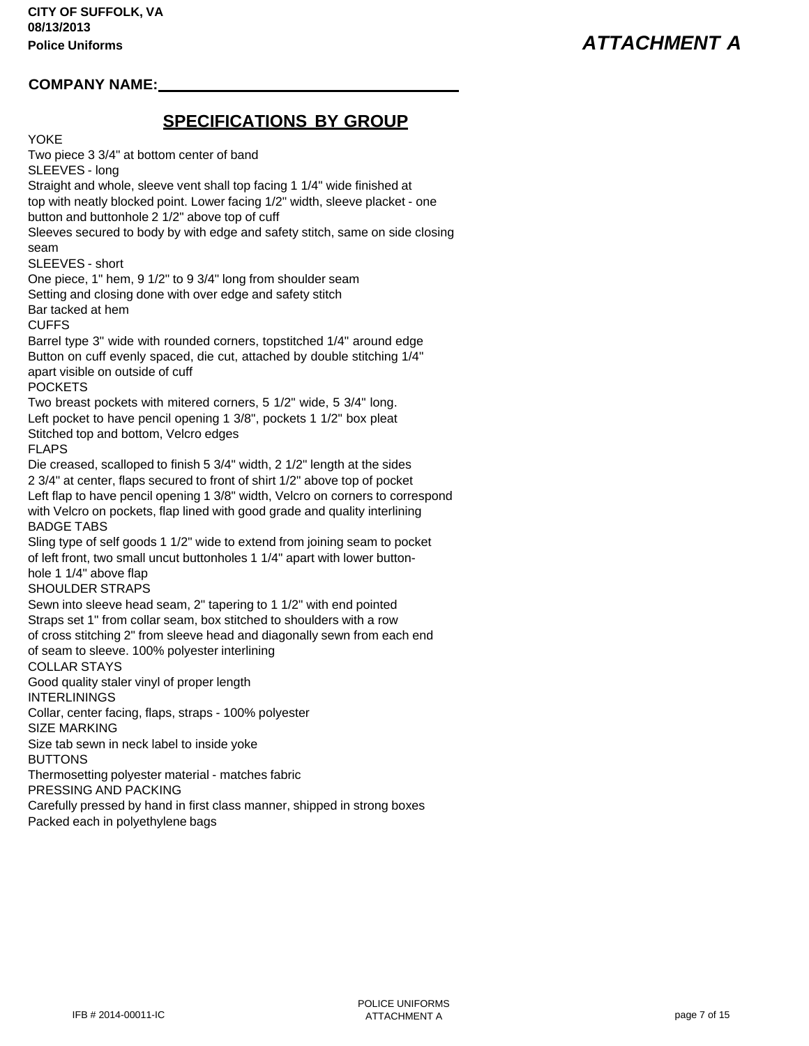CITY OF SUFFOLK, VA
08/13/2013
Police Uniforms

# *ATTACHMENT A*

**COMPANY NAME:\_\_\_\_\_\_\_\_\_\_\_\_\_\_\_\_\_\_\_\_\_\_\_\_\_\_\_\_\_\_\_\_\_\_**

## SPECIFICATIONS BY GROUP

YOKE
Two piece 3 3/4" at bottom center of band
SLEEVES - long
Straight and whole, sleeve vent shall top facing 1 1/4" wide finished at top with neatly blocked point. Lower facing 1/2" width, sleeve placket - one button and buttonhole 2 1/2" above top of cuff
Sleeves secured to body by with edge and safety stitch, same on side closing seam
SLEEVES - short
One piece, 1" hem, 9 1/2" to 9 3/4" long from shoulder seam
Setting and closing done with over edge and safety stitch
Bar tacked at hem
CUFFS
Barrel type 3" wide with rounded corners, topstitched 1/4" around edge
Button on cuff evenly spaced, die cut, attached by double stitching 1/4" apart visible on outside of cuff
POCKETS
Two breast pockets with mitered corners, 5 1/2" wide, 5 3/4" long.
Left pocket to have pencil opening 1 3/8", pockets 1 1/2" box pleat
Stitched top and bottom, Velcro edges
FLAPS
Die creased, scalloped to finish 5 3/4" width, 2 1/2" length at the sides
2 3/4" at center, flaps secured to front of shirt 1/2" above top of pocket
Left flap to have pencil opening 1 3/8" width, Velcro on corners to correspond with Velcro on pockets, flap lined with good grade and quality interlining
BADGE TABS
Sling type of self goods 1 1/2" wide to extend from joining seam to pocket of left front, two small uncut buttonholes 1 1/4" apart with lower buttonhole 1 1/4" above flap
SHOULDER STRAPS
Sewn into sleeve head seam, 2" tapering to 1 1/2" with end pointed
Straps set 1" from collar seam, box stitched to shoulders with a row of cross stitching 2" from sleeve head and diagonally sewn from each end of seam to sleeve. 100% polyester interlining
COLLAR STAYS
Good quality staler vinyl of proper length
INTERLININGS
Collar, center facing, flaps, straps - 100% polyester
SIZE MARKING
Size tab sewn in neck label to inside yoke
BUTTONS
Thermosetting polyester material - matches fabric
PRESSING AND PACKING
Carefully pressed by hand in first class manner, shipped in strong boxes
Packed each in polyethylene bags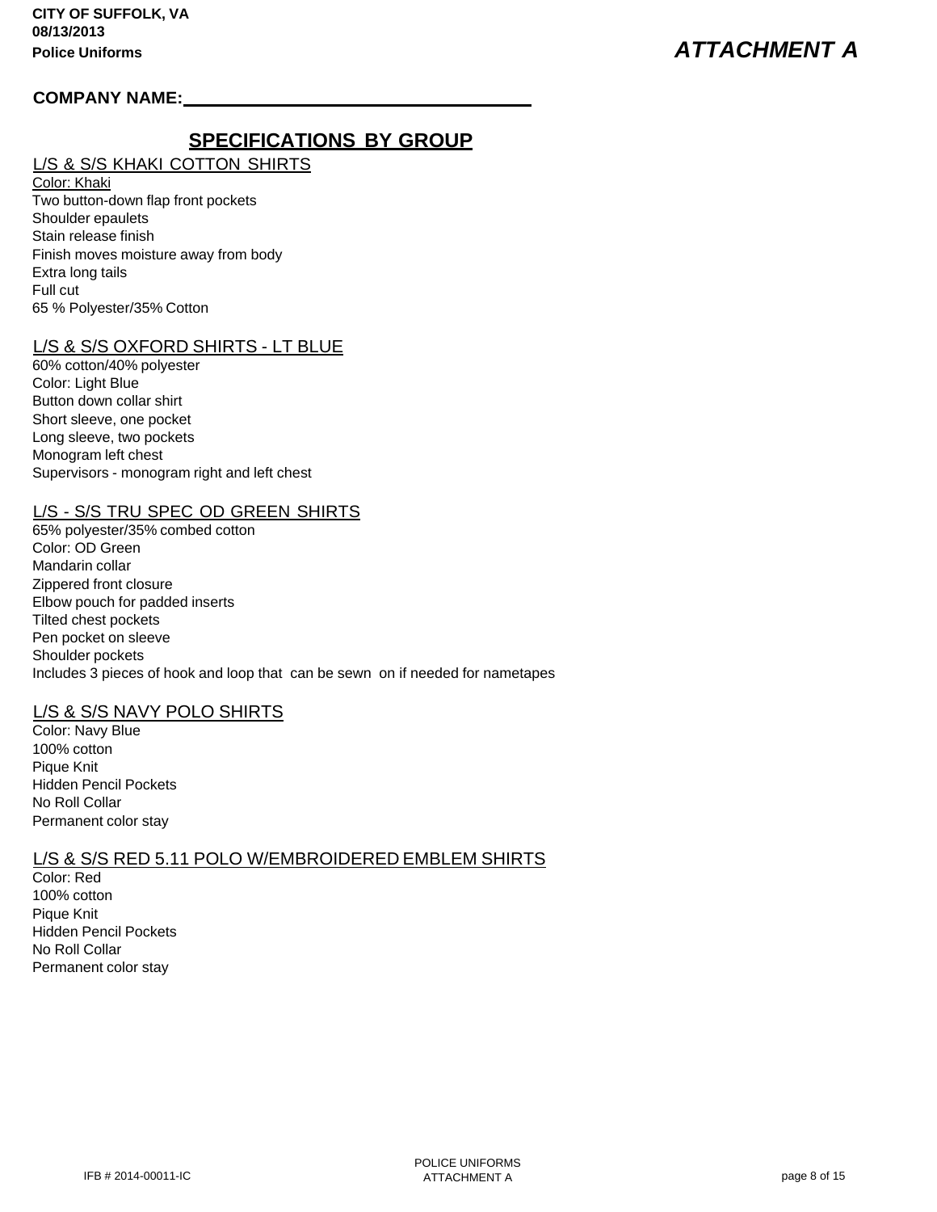**CITY OF SUFFOLK, VA**
**08/13/2013**
**Police Uniforms**

# *ATTACHMENT A*

**COMPANY NAME:** ______________________________

## SPECIFICATIONS BY GROUP

### L/S & S/S KHAKI COTTON SHIRTS

Color: Khaki
Two button-down flap front pockets
Shoulder epaulets
Stain release finish
Finish moves moisture away from body
Extra long tails
Full cut
65 % Polyester/35% Cotton

### L/S & S/S OXFORD SHIRTS - LT BLUE

60% cotton/40% polyester
Color: Light Blue
Button down collar shirt
Short sleeve, one pocket
Long sleeve, two pockets
Monogram left chest
Supervisors - monogram right and left chest

### L/S - S/S TRU SPEC OD GREEN SHIRTS

65% polyester/35% combed cotton
Color: OD Green
Mandarin collar
Zippered front closure
Elbow pouch for padded inserts
Tilted chest pockets
Pen pocket on sleeve
Shoulder pockets
Includes 3 pieces of hook and loop that can be sewn on if needed for nametapes

### L/S & S/S NAVY POLO SHIRTS

Color: Navy Blue
100% cotton
Pique Knit
Hidden Pencil Pockets
No Roll Collar
Permanent color stay

### L/S & S/S RED 5.11 POLO W/EMBROIDERED EMBLEM SHIRTS

Color: Red
100% cotton
Pique Knit
Hidden Pencil Pockets
No Roll Collar
Permanent color stay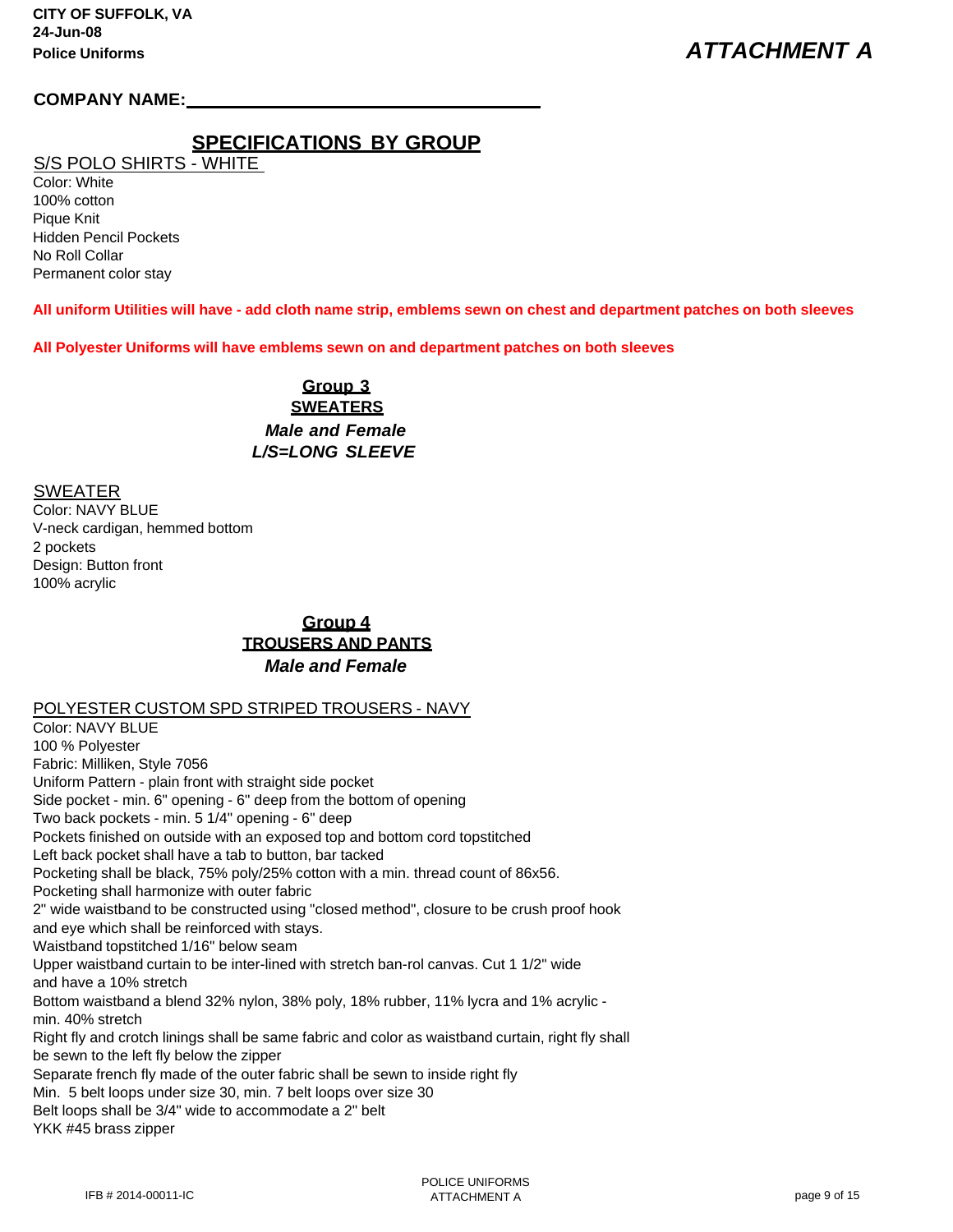CITY OF SUFFOLK, VA
24-Jun-08
Police Uniforms

# ATTACHMENT A

**COMPANY NAME:** ______________________________

## SPECIFICATIONS BY GROUP

S/S POLO SHIRTS - WHITE

Color: White
100% cotton
Pique Knit
Hidden Pencil Pockets
No Roll Collar
Permanent color stay

**All uniform Utilities will have - add cloth name strip, emblems sewn on chest and department patches on both sleeves**

**All Polyester Uniforms will have emblems sewn on and department patches on both sleeves**

### Group 3
### SWEATERS
***Male and Female***
***L/S=LONG SLEEVE***

SWEATER

Color: NAVY BLUE
V-neck cardigan, hemmed bottom
2 pockets
Design: Button front
100% acrylic

### Group 4
### TROUSERS AND PANTS
***Male and Female***

POLYESTER CUSTOM SPD STRIPED TROUSERS - NAVY

Color: NAVY BLUE
100 % Polyester
Fabric: Milliken, Style 7056
Uniform Pattern - plain front with straight side pocket
Side pocket - min. 6" opening - 6" deep from the bottom of opening
Two back pockets - min. 5 1/4" opening - 6" deep
Pockets finished on outside with an exposed top and bottom cord topstitched
Left back pocket shall have a tab to button, bar tacked
Pocketing shall be black, 75% poly/25% cotton with a min. thread count of 86x56.
Pocketing shall harmonize with outer fabric
2" wide waistband to be constructed using "closed method", closure to be crush proof hook and eye which shall be reinforced with stays.
Waistband topstitched 1/16" below seam
Upper waistband curtain to be inter-lined with stretch ban-rol canvas. Cut 1 1/2" wide and have a 10% stretch
Bottom waistband a blend 32% nylon, 38% poly, 18% rubber, 11% lycra and 1% acrylic - min. 40% stretch
Right fly and crotch linings shall be same fabric and color as waistband curtain, right fly shall be sewn to the left fly below the zipper
Separate french fly made of the outer fabric shall be sewn to inside right fly
Min. 5 belt loops under size 30, min. 7 belt loops over size 30
Belt loops shall be 3/4" wide to accommodate a 2" belt
YKK #45 brass zipper

IFB # 2014-00011-IC
POLICE UNIFORMS
ATTACHMENT A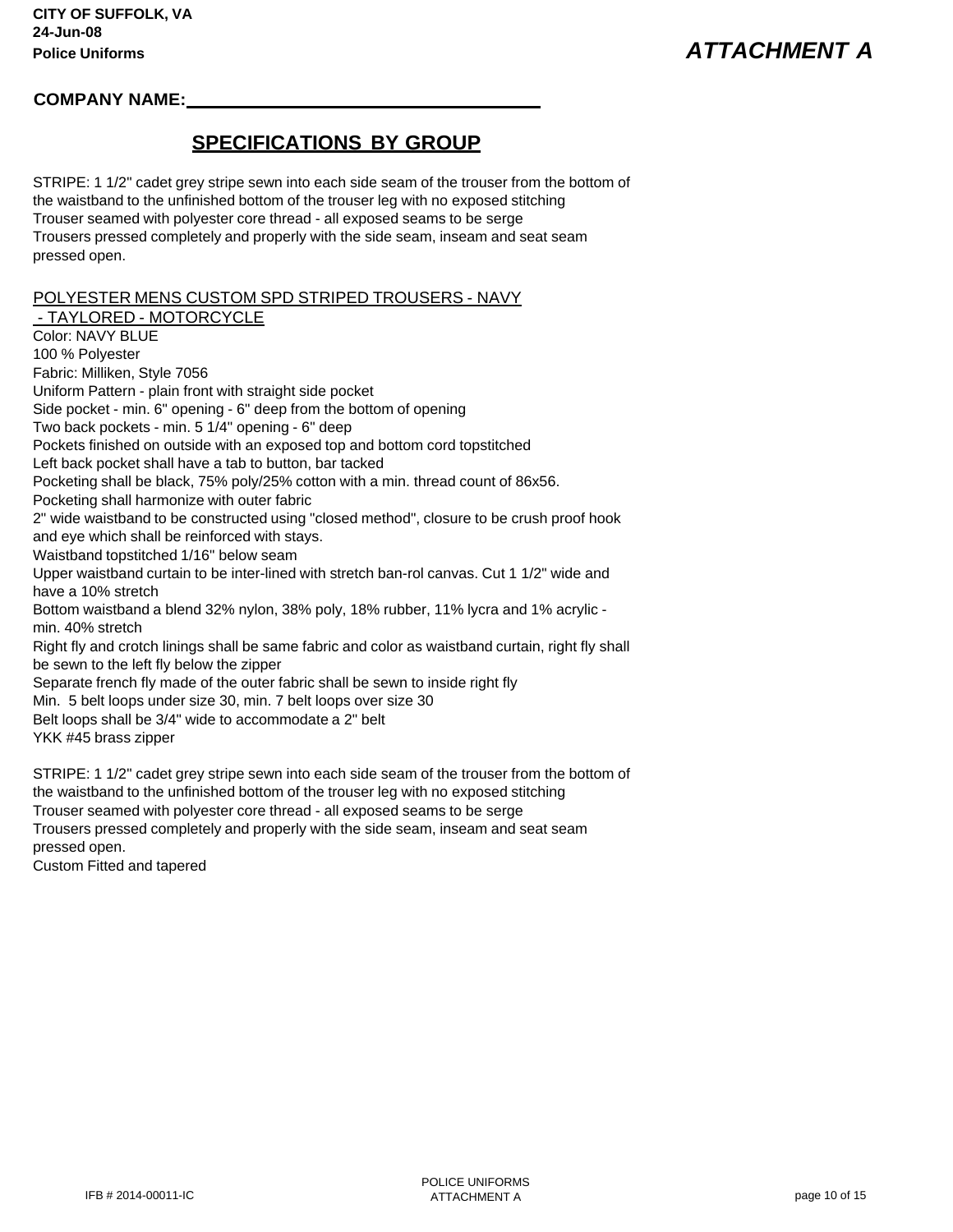CITY OF SUFFOLK, VA
24-Jun-08
Police Uniforms

*ATTACHMENT A*

**COMPANY NAME:** ____________________________

## SPECIFICATIONS BY GROUP

STRIPE: 1 1/2" cadet grey stripe sewn into each side seam of the trouser from the bottom of the waistband to the unfinished bottom of the trouser leg with no exposed stitching
Trouser seamed with polyester core thread - all exposed seams to be serge
Trousers pressed completely and properly with the side seam, inseam and seat seam pressed open.

POLYESTER MENS CUSTOM SPD STRIPED TROUSERS - NAVY - TAYLORED - MOTORCYCLE
Color: NAVY BLUE
100 % Polyester
Fabric: Milliken, Style 7056
Uniform Pattern - plain front with straight side pocket
Side pocket - min. 6" opening - 6" deep from the bottom of opening
Two back pockets - min. 5 1/4" opening - 6" deep
Pockets finished on outside with an exposed top and bottom cord topstitched
Left back pocket shall have a tab to button, bar tacked
Pocketing shall be black, 75% poly/25% cotton with a min. thread count of 86x56.
Pocketing shall harmonize with outer fabric
2" wide waistband to be constructed using "closed method", closure to be crush proof hook and eye which shall be reinforced with stays.
Waistband topstitched 1/16" below seam
Upper waistband curtain to be inter-lined with stretch ban-rol canvas. Cut 1 1/2" wide and have a 10% stretch
Bottom waistband a blend 32% nylon, 38% poly, 18% rubber, 11% lycra and 1% acrylic - min. 40% stretch
Right fly and crotch linings shall be same fabric and color as waistband curtain, right fly shall be sewn to the left fly below the zipper
Separate french fly made of the outer fabric shall be sewn to inside right fly
Min. 5 belt loops under size 30, min. 7 belt loops over size 30
Belt loops shall be 3/4" wide to accommodate a 2" belt
YKK #45 brass zipper

STRIPE: 1 1/2" cadet grey stripe sewn into each side seam of the trouser from the bottom of the waistband to the unfinished bottom of the trouser leg with no exposed stitching
Trouser seamed with polyester core thread - all exposed seams to be serge
Trousers pressed completely and properly with the side seam, inseam and seat seam pressed open.
Custom Fitted and tapered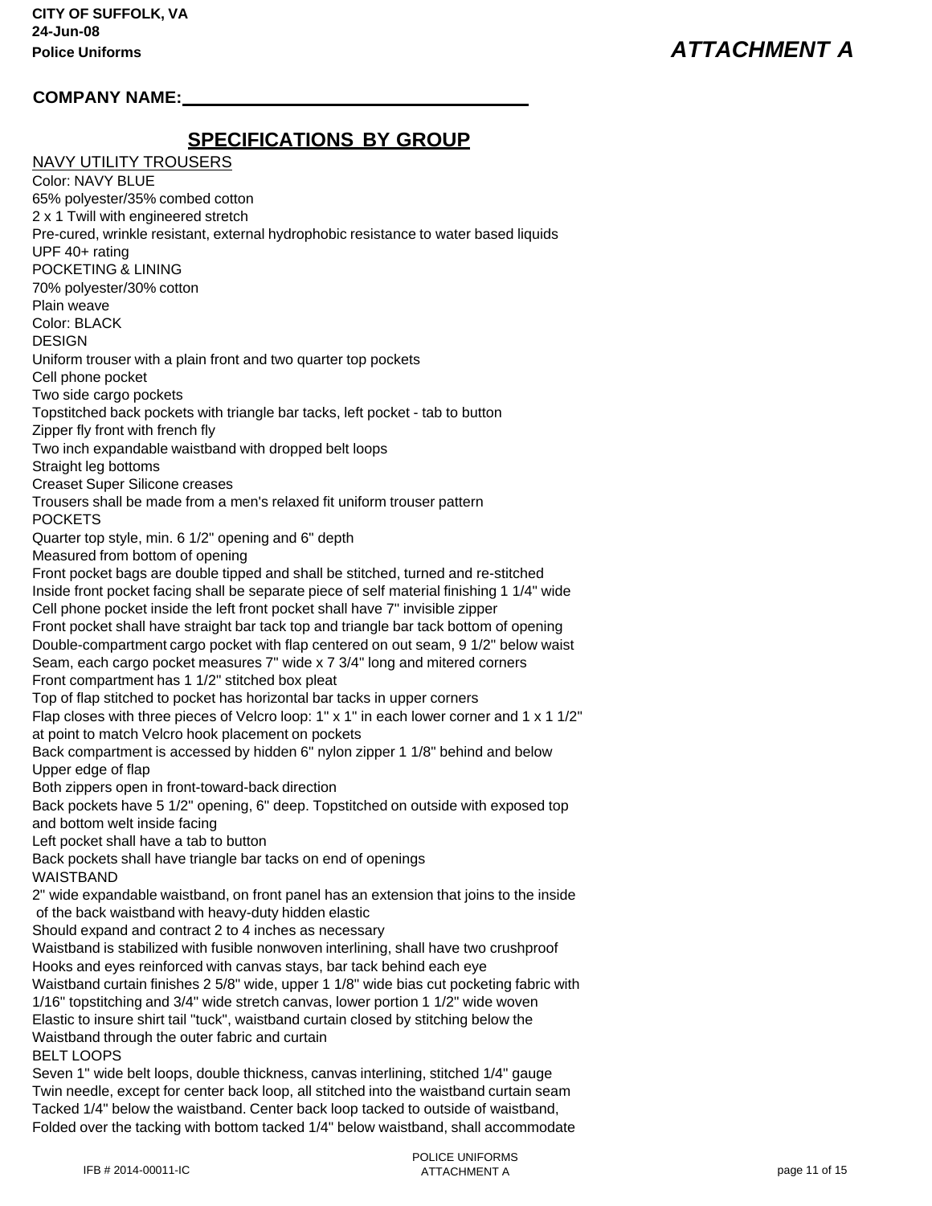CITY OF SUFFOLK, VA
24-Jun-08
Police Uniforms

***ATTACHMENT A***

**COMPANY NAME:** ______________________________

## SPECIFICATIONS BY GROUP

NAVY UTILITY TROUSERS
Color: NAVY BLUE
65% polyester/35% combed cotton
2 x 1 Twill with engineered stretch
Pre-cured, wrinkle resistant, external hydrophobic resistance to water based liquids
UPF 40+ rating
POCKETING & LINING
70% polyester/30% cotton
Plain weave
Color: BLACK
DESIGN
Uniform trouser with a plain front and two quarter top pockets
Cell phone pocket
Two side cargo pockets
Topstitched back pockets with triangle bar tacks, left pocket - tab to button
Zipper fly front with french fly
Two inch expandable waistband with dropped belt loops
Straight leg bottoms
Creaset Super Silicone creases
Trousers shall be made from a men's relaxed fit uniform trouser pattern
POCKETS
Quarter top style, min. 6 1/2" opening and 6" depth
Measured from bottom of opening
Front pocket bags are double tipped and shall be stitched, turned and re-stitched
Inside front pocket facing shall be separate piece of self material finishing 1 1/4" wide
Cell phone pocket inside the left front pocket shall have 7" invisible zipper
Front pocket shall have straight bar tack top and triangle bar tack bottom of opening
Double-compartment cargo pocket with flap centered on out seam, 9 1/2" below waist
Seam, each cargo pocket measures 7" wide x 7 3/4" long and mitered corners
Front compartment has 1 1/2" stitched box pleat
Top of flap stitched to pocket has horizontal bar tacks in upper corners
Flap closes with three pieces of Velcro loop: 1" x 1" in each lower corner and 1 x 1 1/2"
at point to match Velcro hook placement on pockets
Back compartment is accessed by hidden 6" nylon zipper 1 1/8" behind and below
Upper edge of flap
Both zippers open in front-toward-back direction
Back pockets have 5 1/2" opening, 6" deep. Topstitched on outside with exposed top
and bottom welt inside facing
Left pocket shall have a tab to button
Back pockets shall have triangle bar tacks on end of openings
WAISTBAND
2" wide expandable waistband, on front panel has an extension that joins to the inside
of the back waistband with heavy-duty hidden elastic
Should expand and contract 2 to 4 inches as necessary
Waistband is stabilized with fusible nonwoven interlining, shall have two crushproof
Hooks and eyes reinforced with canvas stays, bar tack behind each eye
Waistband curtain finishes 2 5/8" wide, upper 1 1/8" wide bias cut pocketing fabric with
1/16" topstitching and 3/4" wide stretch canvas, lower portion 1 1/2" wide woven
Elastic to insure shirt tail "tuck", waistband curtain closed by stitching below the
Waistband through the outer fabric and curtain
BELT LOOPS
Seven 1" wide belt loops, double thickness, canvas interlining, stitched 1/4" gauge
Twin needle, except for center back loop, all stitched into the waistband curtain seam
Tacked 1/4" below the waistband. Center back loop tacked to outside of waistband,
Folded over the tacking with bottom tacked 1/4" below waistband, shall accommodate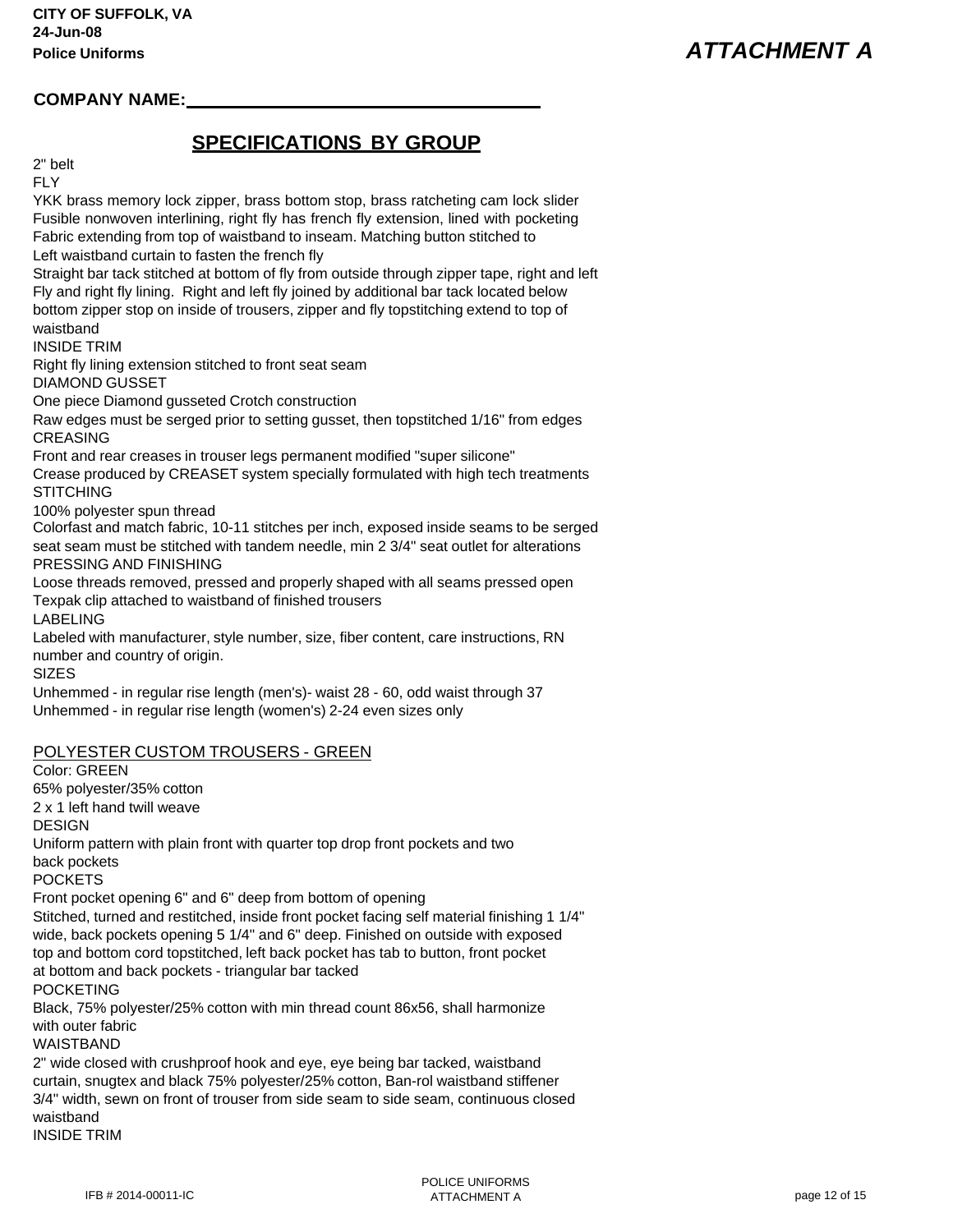CITY OF SUFFOLK, VA
24-Jun-08
Police Uniforms

***ATTACHMENT A***

**COMPANY NAME:**\_\_\_\_\_\_\_\_\_\_\_\_\_\_\_\_\_\_\_\_\_\_\_\_\_\_\_\_\_\_\_\_\_\_

## SPECIFICATIONS BY GROUP

2" belt
FLY
YKK brass memory lock zipper, brass bottom stop, brass ratcheting cam lock slider
Fusible nonwoven interlining, right fly has french fly extension, lined with pocketing
Fabric extending from top of waistband to inseam. Matching button stitched to
Left waistband curtain to fasten the french fly
Straight bar tack stitched at bottom of fly from outside through zipper tape, right and left
Fly and right fly lining. Right and left fly joined by additional bar tack located below
bottom zipper stop on inside of trousers, zipper and fly topstitching extend to top of
waistband
INSIDE TRIM
Right fly lining extension stitched to front seat seam
DIAMOND GUSSET
One piece Diamond gusseted Crotch construction
Raw edges must be serged prior to setting gusset, then topstitched 1/16" from edges
CREASING
Front and rear creases in trouser legs permanent modified "super silicone"
Crease produced by CREASET system specially formulated with high tech treatments
STITCHING
100% polyester spun thread
Colorfast and match fabric, 10-11 stitches per inch, exposed inside seams to be serged
seat seam must be stitched with tandem needle, min 2 3/4" seat outlet for alterations
PRESSING AND FINISHING
Loose threads removed, pressed and properly shaped with all seams pressed open
Texpak clip attached to waistband of finished trousers
LABELING
Labeled with manufacturer, style number, size, fiber content, care instructions, RN
number and country of origin.
SIZES
Unhemmed - in regular rise length (men's)- waist 28 - 60, odd waist through 37
Unhemmed - in regular rise length (women's) 2-24 even sizes only

<u>POLYESTER CUSTOM TROUSERS - GREEN</u>
Color: GREEN
65% polyester/35% cotton
2 x 1 left hand twill weave
DESIGN
Uniform pattern with plain front with quarter top drop front pockets and two
back pockets
POCKETS
Front pocket opening 6" and 6" deep from bottom of opening
Stitched, turned and restitched, inside front pocket facing self material finishing 1 1/4"
wide, back pockets opening 5 1/4" and 6" deep. Finished on outside with exposed
top and bottom cord topstitched, left back pocket has tab to button, front pocket
at bottom and back pockets - triangular bar tacked
POCKETING
Black, 75% polyester/25% cotton with min thread count 86x56, shall harmonize
with outer fabric
WAISTBAND
2" wide closed with crushproof hook and eye, eye being bar tacked, waistband
curtain, snugtex and black 75% polyester/25% cotton, Ban-rol waistband stiffener
3/4" width, sewn on front of trouser from side seam to side seam, continuous closed
waistband
INSIDE TRIM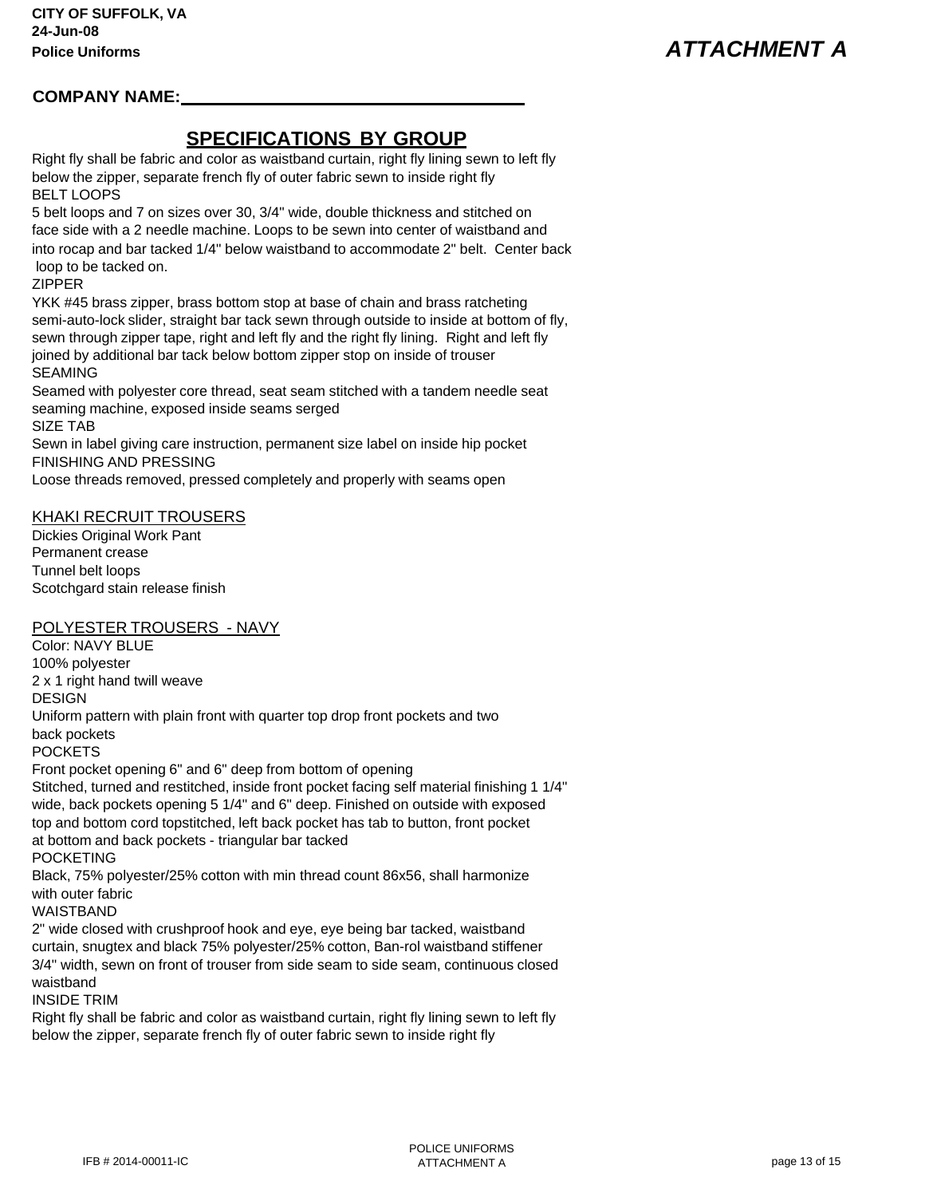CITY OF SUFFOLK, VA
24-Jun-08
Police Uniforms

# ATTACHMENT A

**COMPANY NAME:**\_\_\_\_\_\_\_\_\_\_\_\_\_\_\_\_\_\_\_\_\_\_\_\_\_\_\_\_\_\_\_\_\_\_\_\_

## SPECIFICATIONS BY GROUP

Right fly shall be fabric and color as waistband curtain, right fly lining sewn to left fly below the zipper, separate french fly of outer fabric sewn to inside right fly

BELT LOOPS

5 belt loops and 7 on sizes over 30, 3/4" wide, double thickness and stitched on face side with a 2 needle machine. Loops to be sewn into center of waistband and into rocap and bar tacked 1/4" below waistband to accommodate 2" belt. Center back loop to be tacked on.

ZIPPER

YKK #45 brass zipper, brass bottom stop at base of chain and brass ratcheting semi-auto-lock slider, straight bar tack sewn through outside to inside at bottom of fly, sewn through zipper tape, right and left fly and the right fly lining. Right and left fly joined by additional bar tack below bottom zipper stop on inside of trouser

SEAMING

Seamed with polyester core thread, seat seam stitched with a tandem needle seat seaming machine, exposed inside seams serged

SIZE TAB

Sewn in label giving care instruction, permanent size label on inside hip pocket

FINISHING AND PRESSING

Loose threads removed, pressed completely and properly with seams open

### KHAKI RECRUIT TROUSERS

Dickies Original Work Pant
Permanent crease
Tunnel belt loops
Scotchgard stain release finish

### POLYESTER TROUSERS - NAVY

Color: NAVY BLUE
100% polyester
2 x 1 right hand twill weave

DESIGN

Uniform pattern with plain front with quarter top drop front pockets and two back pockets

POCKETS

Front pocket opening 6" and 6" deep from bottom of opening
Stitched, turned and restitched, inside front pocket facing self material finishing 1 1/4" wide, back pockets opening 5 1/4" and 6" deep. Finished on outside with exposed top and bottom cord topstitched, left back pocket has tab to button, front pocket at bottom and back pockets - triangular bar tacked

POCKETING

Black, 75% polyester/25% cotton with min thread count 86x56, shall harmonize with outer fabric

WAISTBAND

2" wide closed with crushproof hook and eye, eye being bar tacked, waistband curtain, snugtex and black 75% polyester/25% cotton, Ban-rol waistband stiffener 3/4" width, sewn on front of trouser from side seam to side seam, continuous closed waistband

INSIDE TRIM

Right fly shall be fabric and color as waistband curtain, right fly lining sewn to left fly below the zipper, separate french fly of outer fabric sewn to inside right fly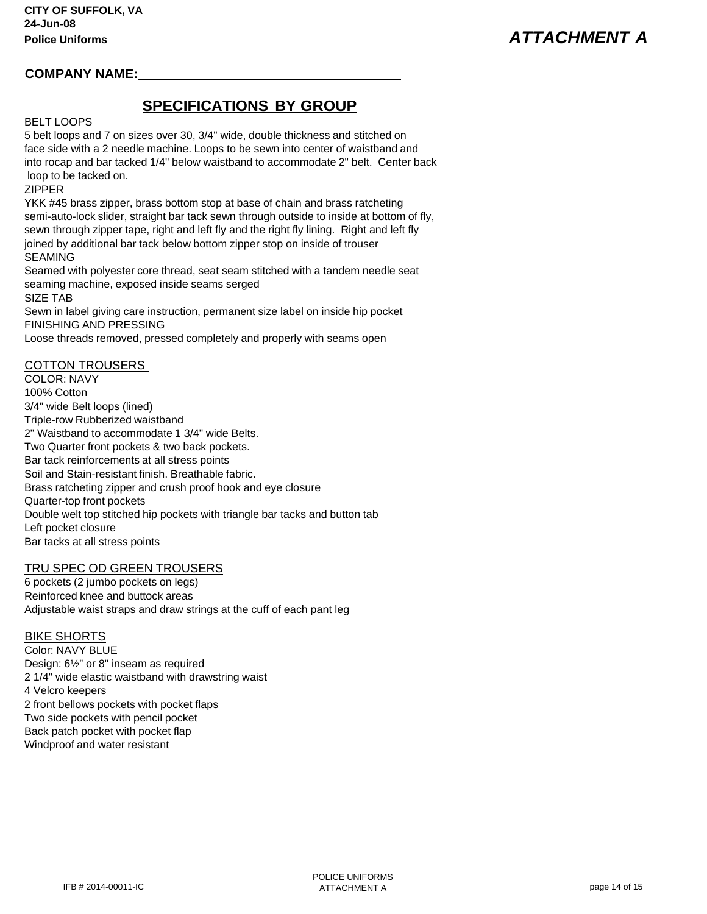**CITY OF SUFFOLK, VA**
**24-Jun-08**
**Police Uniforms**

# *ATTACHMENT A*

**COMPANY NAME:**\_\_\_\_\_\_\_\_\_\_\_\_\_\_\_\_\_\_\_\_\_\_\_\_\_\_\_\_\_\_\_\_\_\_\_

## SPECIFICATIONS BY GROUP

BELT LOOPS

5 belt loops and 7 on sizes over 30, 3/4" wide, double thickness and stitched on face side with a 2 needle machine. Loops to be sewn into center of waistband and into rocap and bar tacked 1/4" below waistband to accommodate 2" belt. Center back loop to be tacked on.

ZIPPER

YKK #45 brass zipper, brass bottom stop at base of chain and brass ratcheting semi-auto-lock slider, straight bar tack sewn through outside to inside at bottom of fly, sewn through zipper tape, right and left fly and the right fly lining. Right and left fly joined by additional bar tack below bottom zipper stop on inside of trouser

SEAMING

Seamed with polyester core thread, seat seam stitched with a tandem needle seat seaming machine, exposed inside seams serged

SIZE TAB

Sewn in label giving care instruction, permanent size label on inside hip pocket

FINISHING AND PRESSING

Loose threads removed, pressed completely and properly with seams open

### COTTON TROUSERS

COLOR: NAVY
100% Cotton
3/4" wide Belt loops (lined)
Triple-row Rubberized waistband
2" Waistband to accommodate 1 3/4" wide Belts.
Two Quarter front pockets & two back pockets.
Bar tack reinforcements at all stress points
Soil and Stain-resistant finish. Breathable fabric.
Brass ratcheting zipper and crush proof hook and eye closure
Quarter-top front pockets
Double welt top stitched hip pockets with triangle bar tacks and button tab
Left pocket closure
Bar tacks at all stress points

### TRU SPEC OD GREEN TROUSERS

6 pockets (2 jumbo pockets on legs)
Reinforced knee and buttock areas
Adjustable waist straps and draw strings at the cuff of each pant leg

### BIKE SHORTS

Color: NAVY BLUE
Design: 6½" or 8" inseam as required
2 1/4" wide elastic waistband with drawstring waist
4 Velcro keepers
2 front bellows pockets with pocket flaps
Two side pockets with pencil pocket
Back patch pocket with pocket flap
Windproof and water resistant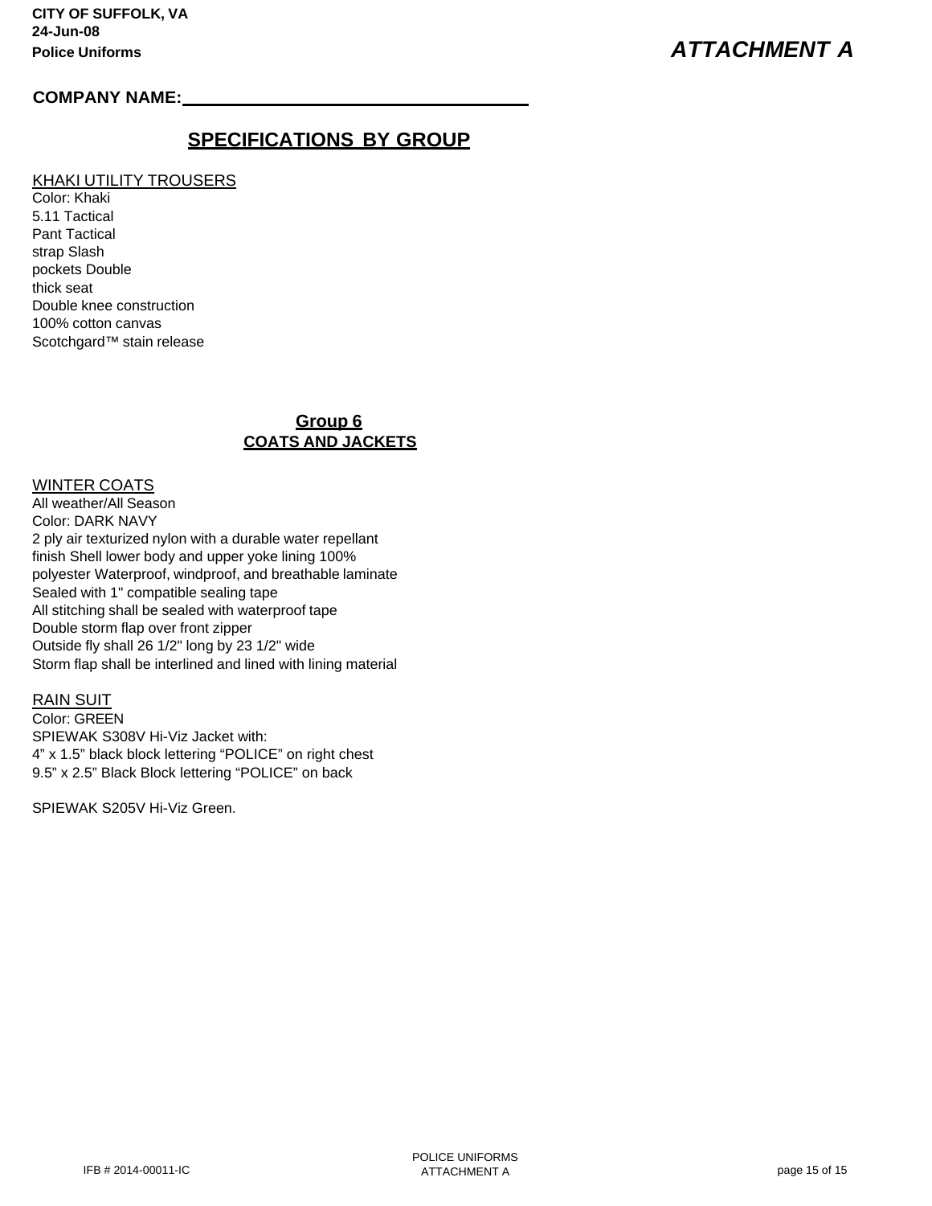**CITY OF SUFFOLK, VA**
**24-Jun-08**
**Police Uniforms**

# *ATTACHMENT A*

**COMPANY NAME:**\_\_\_\_\_\_\_\_\_\_\_\_\_\_\_\_\_\_\_\_\_\_\_\_\_\_\_\_\_\_\_\_\_\_\_\_

## SPECIFICATIONS BY GROUP

KHAKI UTILITY TROUSERS
Color: Khaki
5.11 Tactical
Pant Tactical
strap Slash
pockets Double
thick seat
Double knee construction
100% cotton canvas
Scotchgard™ stain release

## Group 6
## COATS AND JACKETS

WINTER COATS
All weather/All Season
Color: DARK NAVY
2 ply air texturized nylon with a durable water repellant
finish Shell lower body and upper yoke lining 100%
polyester Waterproof, windproof, and breathable laminate
Sealed with 1" compatible sealing tape
All stitching shall be sealed with waterproof tape
Double storm flap over front zipper
Outside fly shall 26 1/2" long by 23 1/2" wide
Storm flap shall be interlined and lined with lining material

RAIN SUIT
Color: GREEN
SPIEWAK S308V Hi-Viz Jacket with:
4" x 1.5" black block lettering "POLICE" on right chest
9.5" x 2.5" Black Block lettering "POLICE" on back

SPIEWAK S205V Hi-Viz Green.

IFB # 2014-00011-IC

POLICE UNIFORMS
ATTACHMENT A